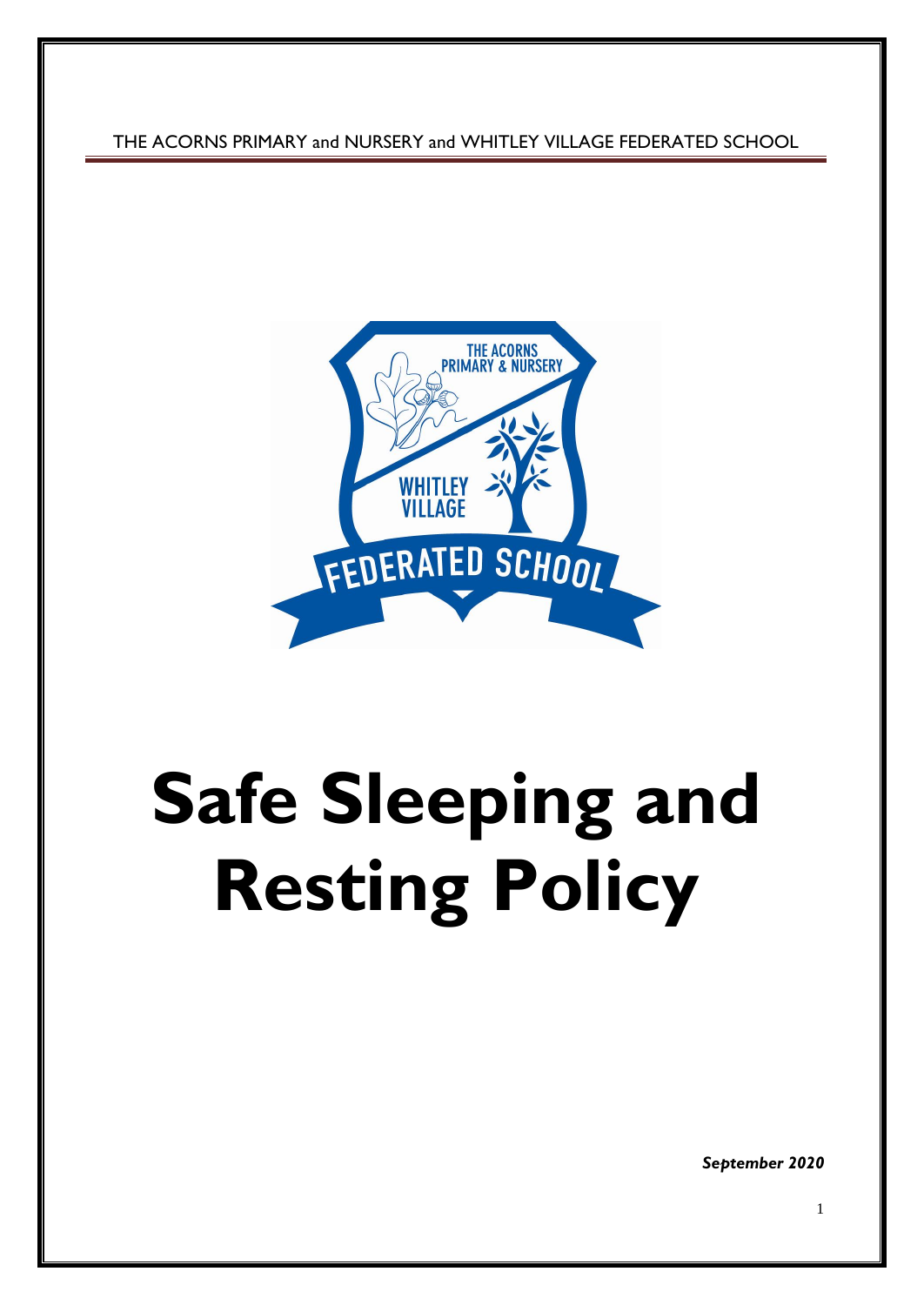THE ACORNS PRIMARY and NURSERY and WHITLEY VILLAGE FEDERATED SCHOOL

# Safe Sleeping and Resting Policy

***September 2020***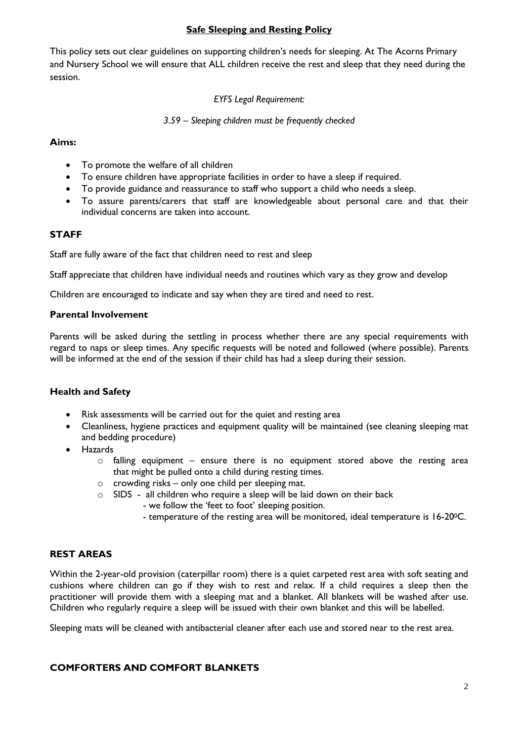## **Safe Sleeping and Resting Policy**

This policy sets out clear guidelines on supporting children's needs for sleeping. At The Acorns Primary and Nursery School we will ensure that ALL children receive the rest and sleep that they need during the session.

*EYFS Legal Requirement:*

*3.59 – Sleeping children must be frequently checked*

### **Aims:**

- To promote the welfare of all children
- To ensure children have appropriate facilities in order to have a sleep if required.
- To provide guidance and reassurance to staff who support a child who needs a sleep.
- To assure parents/carers that staff are knowledgeable about personal care and that their individual concerns are taken into account.

### **STAFF**

Staff are fully aware of the fact that children need to rest and sleep

Staff appreciate that children have individual needs and routines which vary as they grow and develop

Children are encouraged to indicate and say when they are tired and need to rest.

### **Parental Involvement**

Parents will be asked during the settling in process whether there are any special requirements with regard to naps or sleep times. Any specific requests will be noted and followed (where possible). Parents will be informed at the end of the session if their child has had a sleep during their session.

### **Health and Safety**

- Risk assessments will be carried out for the quiet and resting area
- Cleanliness, hygiene practices and equipment quality will be maintained (see cleaning sleeping mat and bedding procedure)
- Hazards
  - falling equipment – ensure there is no equipment stored above the resting area that might be pulled onto a child during resting times.
  - crowding risks – only one child per sleeping mat.
  - SIDS - all children who require a sleep will be laid down on their back
    - we follow the 'feet to foot' sleeping position.
    - temperature of the resting area will be monitored, ideal temperature is 16-20$^{0}$C.

### **REST AREAS**

Within the 2-year-old provision (caterpillar room) there is a quiet carpeted rest area with soft seating and cushions where children can go if they wish to rest and relax. If a child requires a sleep then the practitioner will provide them with a sleeping mat and a blanket. All blankets will be washed after use. Children who regularly require a sleep will be issued with their own blanket and this will be labelled.

Sleeping mats will be cleaned with antibacterial cleaner after each use and stored near to the rest area.

### **COMFORTERS AND COMFORT BLANKETS**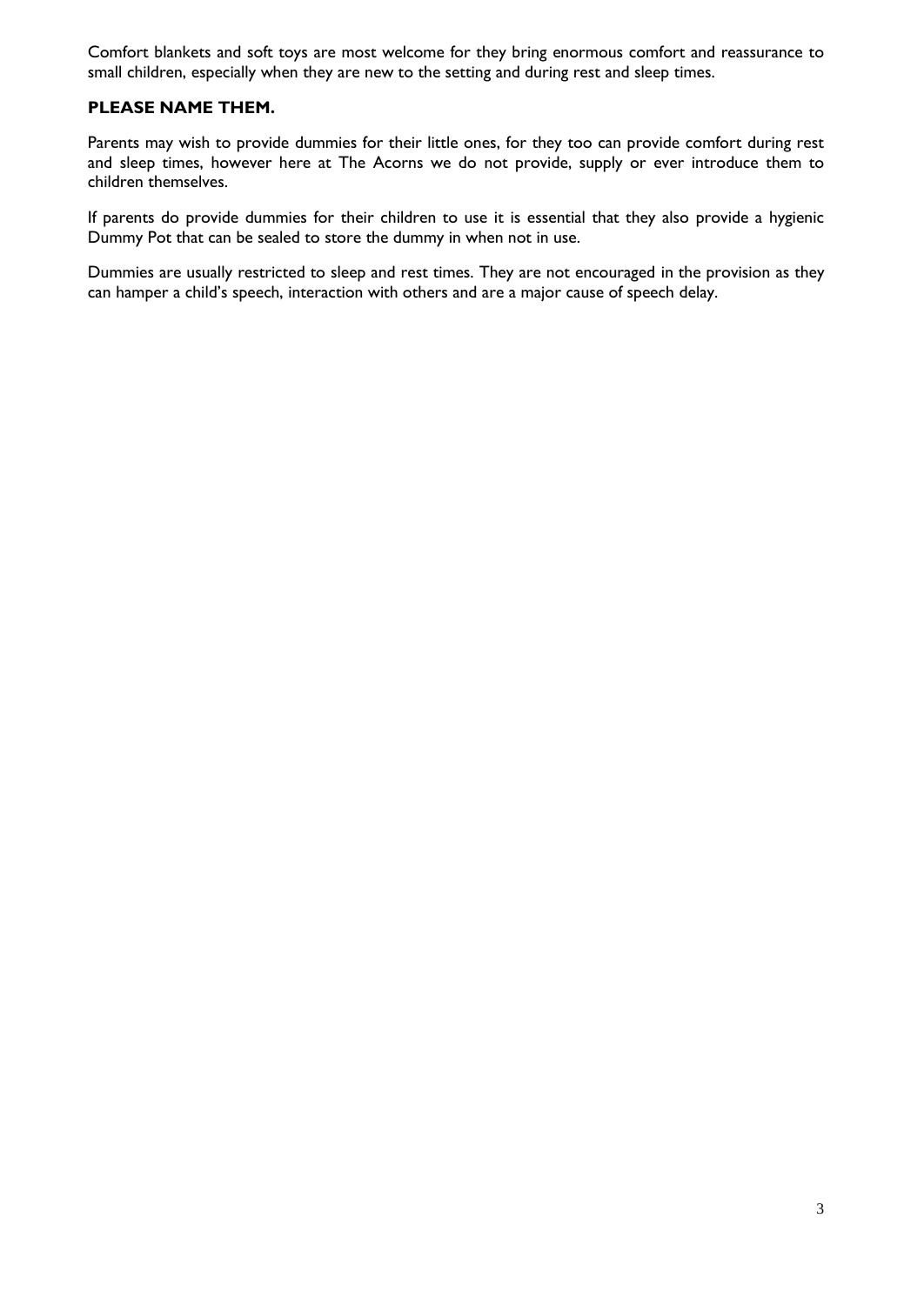Comfort blankets and soft toys are most welcome for they bring enormous comfort and reassurance to small children, especially when they are new to the setting and during rest and sleep times.

**PLEASE NAME THEM.**

Parents may wish to provide dummies for their little ones, for they too can provide comfort during rest and sleep times, however here at The Acorns we do not provide, supply or ever introduce them to children themselves.

If parents do provide dummies for their children to use it is essential that they also provide a hygienic Dummy Pot that can be sealed to store the dummy in when not in use.

Dummies are usually restricted to sleep and rest times. They are not encouraged in the provision as they can hamper a child's speech, interaction with others and are a major cause of speech delay.